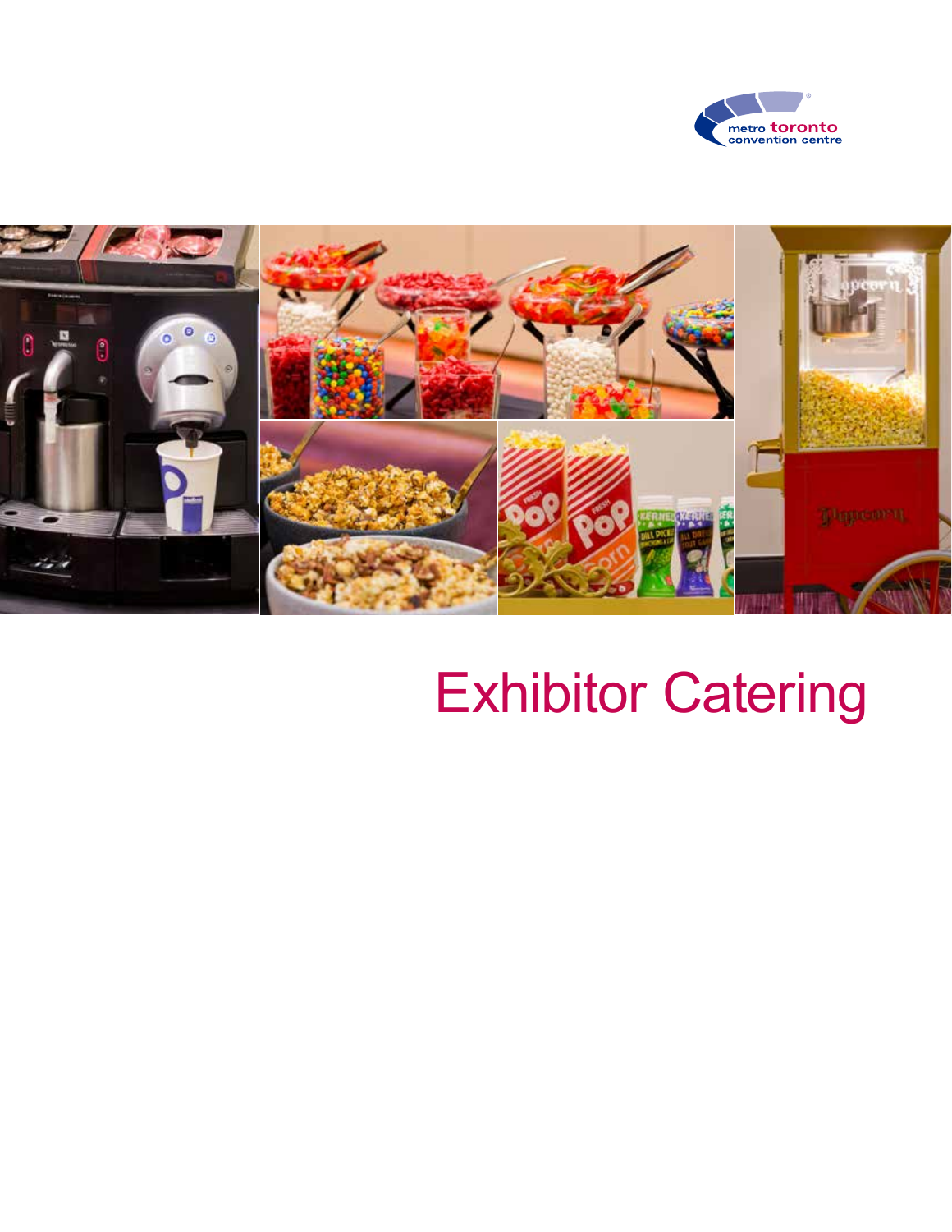metro toronto convention centre

# Exhibitor Catering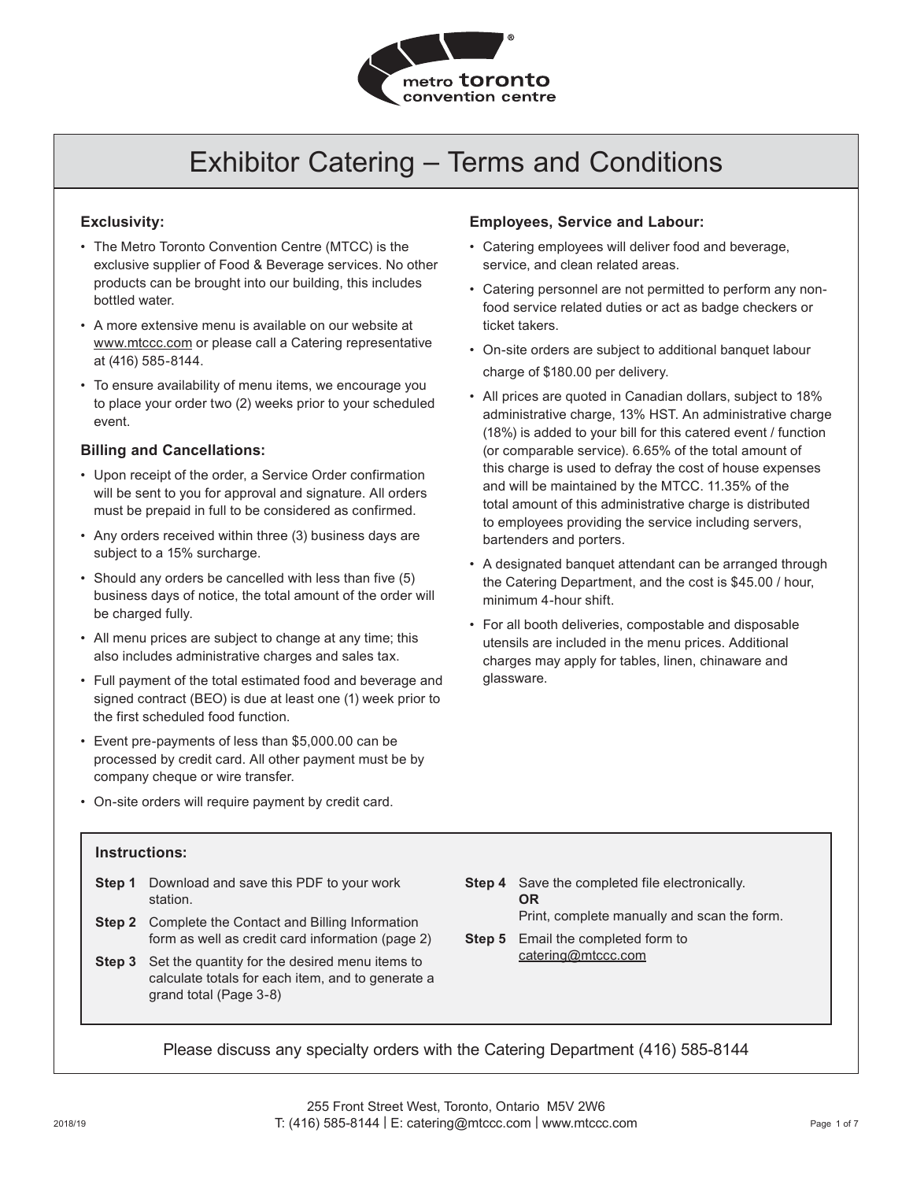# Exhibitor Catering – Terms and Conditions

### Exclusivity:

- The Metro Toronto Convention Centre (MTCC) is the exclusive supplier of Food & Beverage services. No other products can be brought into our building, this includes bottled water.
- A more extensive menu is available on our website at www.mtccc.com or please call a Catering representative at (416) 585-8144.
- To ensure availability of menu items, we encourage you to place your order two (2) weeks prior to your scheduled event.

### Billing and Cancellations:

- Upon receipt of the order, a Service Order confirmation will be sent to you for approval and signature. All orders must be prepaid in full to be considered as confirmed.
- Any orders received within three (3) business days are subject to a 15% surcharge.
- Should any orders be cancelled with less than five (5) business days of notice, the total amount of the order will be charged fully.
- All menu prices are subject to change at any time; this also includes administrative charges and sales tax.
- Full payment of the total estimated food and beverage and signed contract (BEO) is due at least one (1) week prior to the first scheduled food function.
- Event pre-payments of less than $5,000.00 can be processed by credit card. All other payment must be by company cheque or wire transfer.
- On-site orders will require payment by credit card.

### Employees, Service and Labour:

- Catering employees will deliver food and beverage, service, and clean related areas.
- Catering personnel are not permitted to perform any non-food service related duties or act as badge checkers or ticket takers.
- On-site orders are subject to additional banquet labour charge of $180.00 per delivery.
- All prices are quoted in Canadian dollars, subject to 18% administrative charge, 13% HST. An administrative charge (18%) is added to your bill for this catered event / function (or comparable service). 6.65% of the total amount of this charge is used to defray the cost of house expenses and will be maintained by the MTCC. 11.35% of the total amount of this administrative charge is distributed to employees providing the service including servers, bartenders and porters.
- A designated banquet attendant can be arranged through the Catering Department, and the cost is $45.00 / hour, minimum 4-hour shift.
- For all booth deliveries, compostable and disposable utensils are included in the menu prices. Additional charges may apply for tables, linen, chinaware and glassware.

### Instructions:

**Step 1** Download and save this PDF to your work station.

**Step 2** Complete the Contact and Billing Information form as well as credit card information (page 2)

**Step 3** Set the quantity for the desired menu items to calculate totals for each item, and to generate a grand total (Page 3-8)

**Step 4** Save the completed file electronically.
**OR**
Print, complete manually and scan the form.

**Step 5** Email the completed form to catering@mtccc.com

Please discuss any specialty orders with the Catering Department (416) 585-8144

255 Front Street West, Toronto, Ontario M5V 2W6
T: (416) 585-8144 | E: catering@mtccc.com | www.mtccc.com

2018/19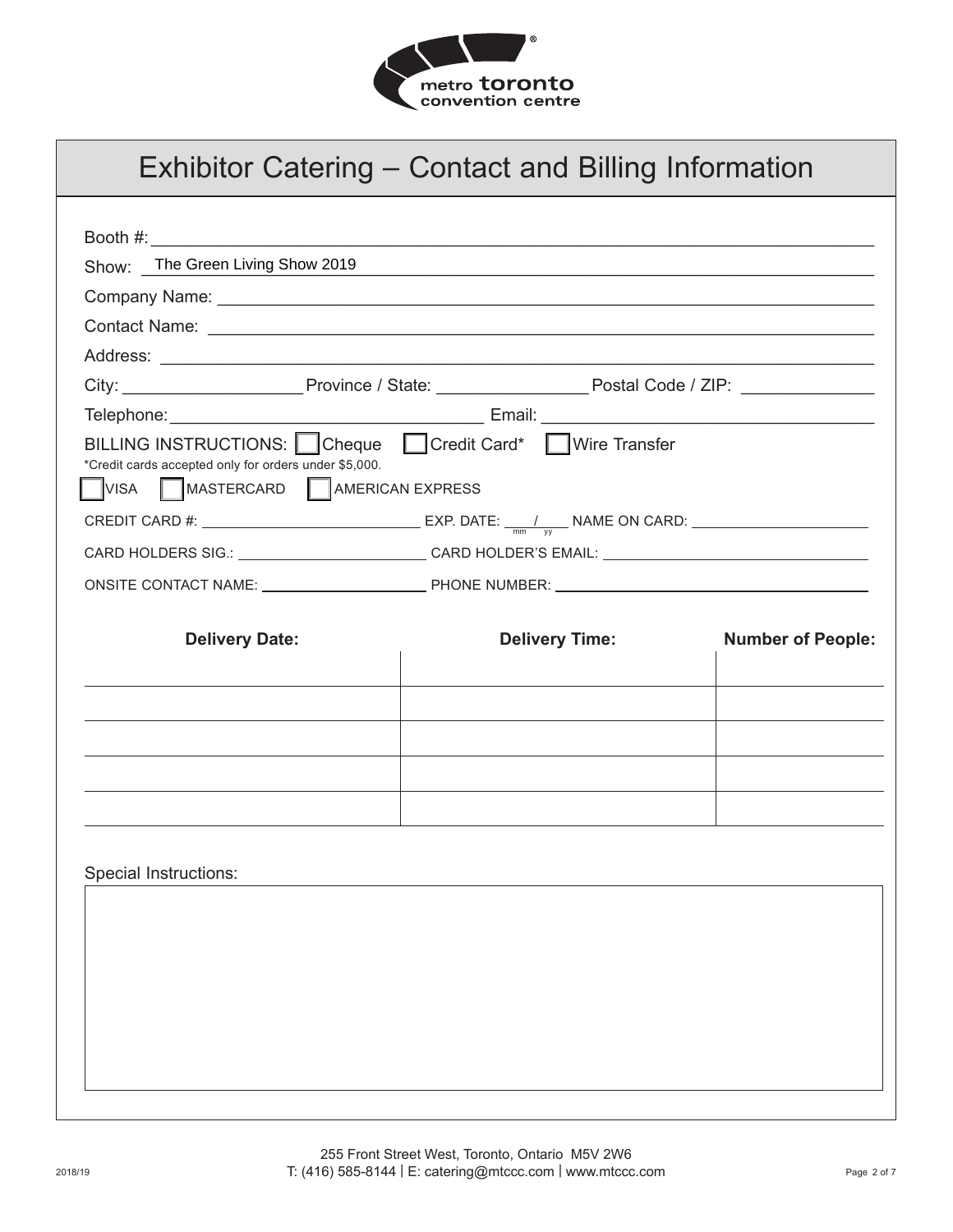# Exhibitor Catering – Contact and Billing Information

Booth #: ____________________________________________

Show: The Green Living Show 2019

Company Name: ____________________________________________

Contact Name: ____________________________________________

Address: ____________________________________________

City: ____________________ Province / State: ________________ Postal Code / ZIP: ______________

Telephone: ________________________________ Email: ________________________________

BILLING INSTRUCTIONS: ☐ Cheque ☐ Credit Card* ☐ Wire Transfer

*Credit cards accepted only for orders under $5,000.

☐ VISA ☐ MASTERCARD ☐ AMERICAN EXPRESS

CREDIT CARD #: __________________________ EXP. DATE: ___/___ (mm/yy) NAME ON CARD: ______________________

CARD HOLDERS SIG.: ________________________ CARD HOLDER'S EMAIL: ________________________________

ONSITE CONTACT NAME: ____________________ PHONE NUMBER: ____________________________________

| Delivery Date: | Delivery Time: | Number of People: |
| --- | --- | --- |
| | | |
| | | |
| | | |
| | | |
| | | |

Special Instructions:

255 Front Street West, Toronto, Ontario M5V 2W6
T: (416) 585-8144 | E: catering@mtccc.com | www.mtccc.com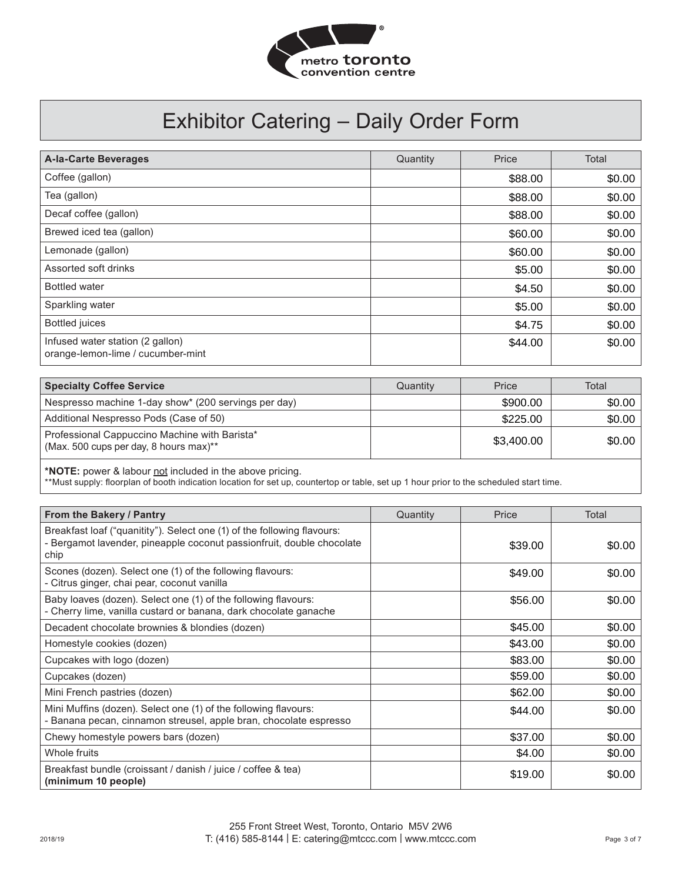# Exhibitor Catering – Daily Order Form

| A-la-Carte Beverages | Quantity | Price | Total |
|---|---|---|---|
| Coffee (gallon) | | $88.00 | $0.00 |
| Tea (gallon) | | $88.00 | $0.00 |
| Decaf coffee (gallon) | | $88.00 | $0.00 |
| Brewed iced tea (gallon) | | $60.00 | $0.00 |
| Lemonade (gallon) | | $60.00 | $0.00 |
| Assorted soft drinks | | $5.00 | $0.00 |
| Bottled water | | $4.50 | $0.00 |
| Sparkling water | | $5.00 | $0.00 |
| Bottled juices | | $4.75 | $0.00 |
| Infused water station (2 gallon) orange-lemon-lime / cucumber-mint | | $44.00 | $0.00 |

| Specialty Coffee Service | Quantity | Price | Total |
|---|---|---|---|
| Nespresso machine 1-day show* (200 servings per day) | | $900.00 | $0.00 |
| Additional Nespresso Pods (Case of 50) | | $225.00 | $0.00 |
| Professional Cappuccino Machine with Barista* (Max. 500 cups per day, 8 hours max)** | | $3,400.00 | $0.00 |

***NOTE:** power & labour not included in the above pricing.
**Must supply: floorplan of booth indication location for set up, countertop or table, set up 1 hour prior to the scheduled start time.

| From the Bakery / Pantry | Quantity | Price | Total |
|---|---|---|---|
| Breakfast loaf ("quanitity"). Select one (1) of the following flavours: - Bergamot lavender, pineapple coconut passionfruit, double chocolate chip | | $39.00 | $0.00 |
| Scones (dozen). Select one (1) of the following flavours: - Citrus ginger, chai pear, coconut vanilla | | $49.00 | $0.00 |
| Baby loaves (dozen). Select one (1) of the following flavours: - Cherry lime, vanilla custard or banana, dark chocolate ganache | | $56.00 | $0.00 |
| Decadent chocolate brownies & blondies (dozen) | | $45.00 | $0.00 |
| Homestyle cookies (dozen) | | $43.00 | $0.00 |
| Cupcakes with logo (dozen) | | $83.00 | $0.00 |
| Cupcakes (dozen) | | $59.00 | $0.00 |
| Mini French pastries (dozen) | | $62.00 | $0.00 |
| Mini Muffins (dozen). Select one (1) of the following flavours: - Banana pecan, cinnamon streusel, apple bran, chocolate espresso | | $44.00 | $0.00 |
| Chewy homestyle powers bars (dozen) | | $37.00 | $0.00 |
| Whole fruits | | $4.00 | $0.00 |
| Breakfast bundle (croissant / danish / juice / coffee & tea) **(minimum 10 people)** | | $19.00 | $0.00 |

255 Front Street West, Toronto, Ontario M5V 2W6
T: (416) 585-8144 | E: catering@mtccc.com | www.mtccc.com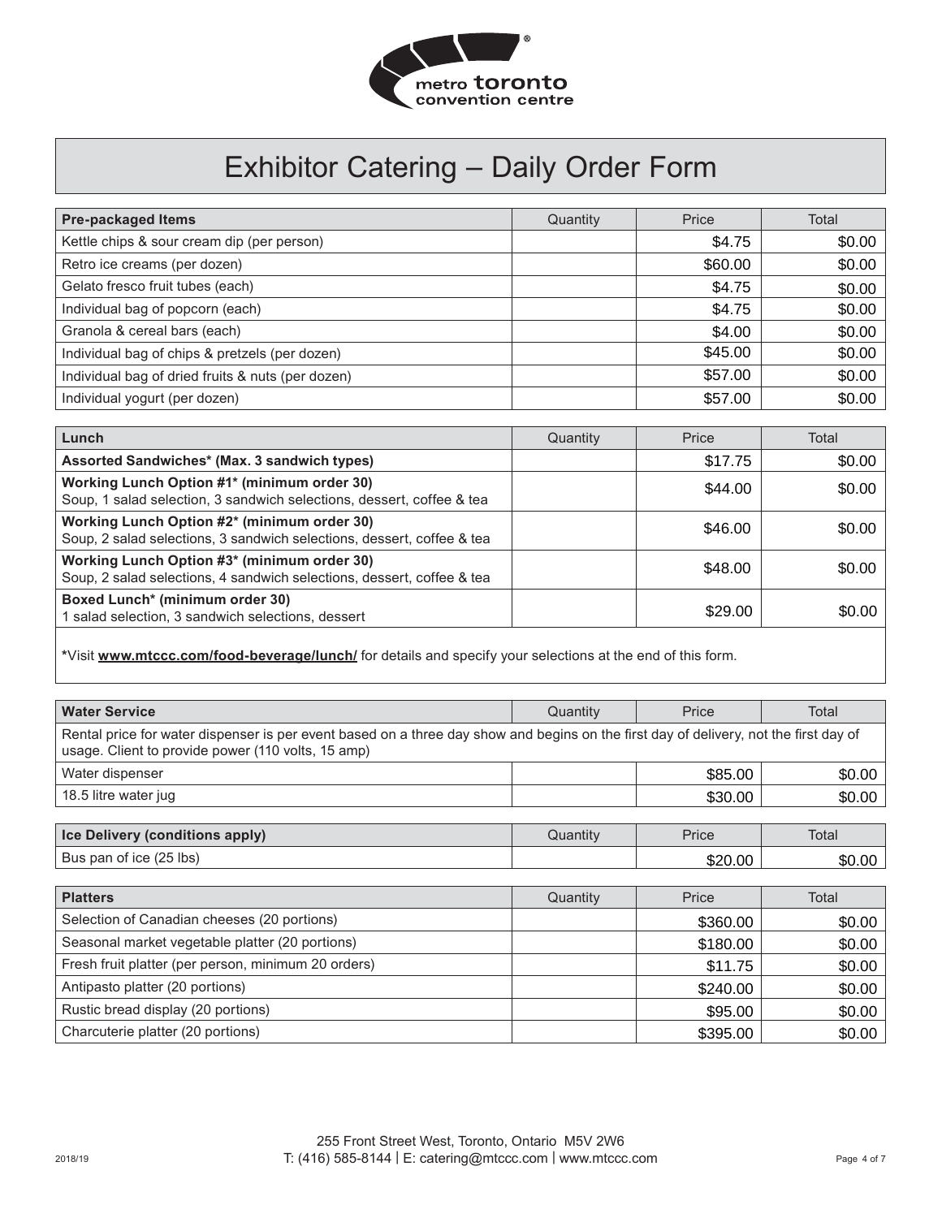# Exhibitor Catering – Daily Order Form

| Pre-packaged Items | Quantity | Price | Total |
|---|---|---|---|
| Kettle chips & sour cream dip (per person) | | $4.75 | $0.00 |
| Retro ice creams (per dozen) | | $60.00 | $0.00 |
| Gelato fresco fruit tubes (each) | | $4.75 | $0.00 |
| Individual bag of popcorn (each) | | $4.75 | $0.00 |
| Granola & cereal bars (each) | | $4.00 | $0.00 |
| Individual bag of chips & pretzels (per dozen) | | $45.00 | $0.00 |
| Individual bag of dried fruits & nuts (per dozen) | | $57.00 | $0.00 |
| Individual yogurt (per dozen) | | $57.00 | $0.00 |

| Lunch | Quantity | Price | Total |
|---|---|---|---|
| **Assorted Sandwiches\* (Max. 3 sandwich types)** | | $17.75 | $0.00 |
| **Working Lunch Option #1\* (minimum order 30)** Soup, 1 salad selection, 3 sandwich selections, dessert, coffee & tea | | $44.00 | $0.00 |
| **Working Lunch Option #2\* (minimum order 30)** Soup, 2 salad selections, 3 sandwich selections, dessert, coffee & tea | | $46.00 | $0.00 |
| **Working Lunch Option #3\* (minimum order 30)** Soup, 2 salad selections, 4 sandwich selections, dessert, coffee & tea | | $48.00 | $0.00 |
| **Boxed Lunch\* (minimum order 30)** 1 salad selection, 3 sandwich selections, dessert | | $29.00 | $0.00 |

**\***Visit **www.mtccc.com/food-beverage/lunch/** for details and specify your selections at the end of this form.

| Water Service | Quantity | Price | Total |
|---|---|---|---|
| Rental price for water dispenser is per event based on a three day show and begins on the first day of delivery, not the first day of usage. Client to provide power (110 volts, 15 amp) | | | |
| Water dispenser | | $85.00 | $0.00 |
| 18.5 litre water jug | | $30.00 | $0.00 |

| Ice Delivery (conditions apply) | Quantity | Price | Total |
|---|---|---|---|
| Bus pan of ice (25 lbs) | | $20.00 | $0.00 |

| Platters | Quantity | Price | Total |
|---|---|---|---|
| Selection of Canadian cheeses (20 portions) | | $360.00 | $0.00 |
| Seasonal market vegetable platter (20 portions) | | $180.00 | $0.00 |
| Fresh fruit platter (per person, minimum 20 orders) | | $11.75 | $0.00 |
| Antipasto platter (20 portions) | | $240.00 | $0.00 |
| Rustic bread display (20 portions) | | $95.00 | $0.00 |
| Charcuterie platter (20 portions) | | $395.00 | $0.00 |

255 Front Street West, Toronto, Ontario M5V 2W6
T: (416) 585-8144 | E: catering@mtccc.com | www.mtccc.com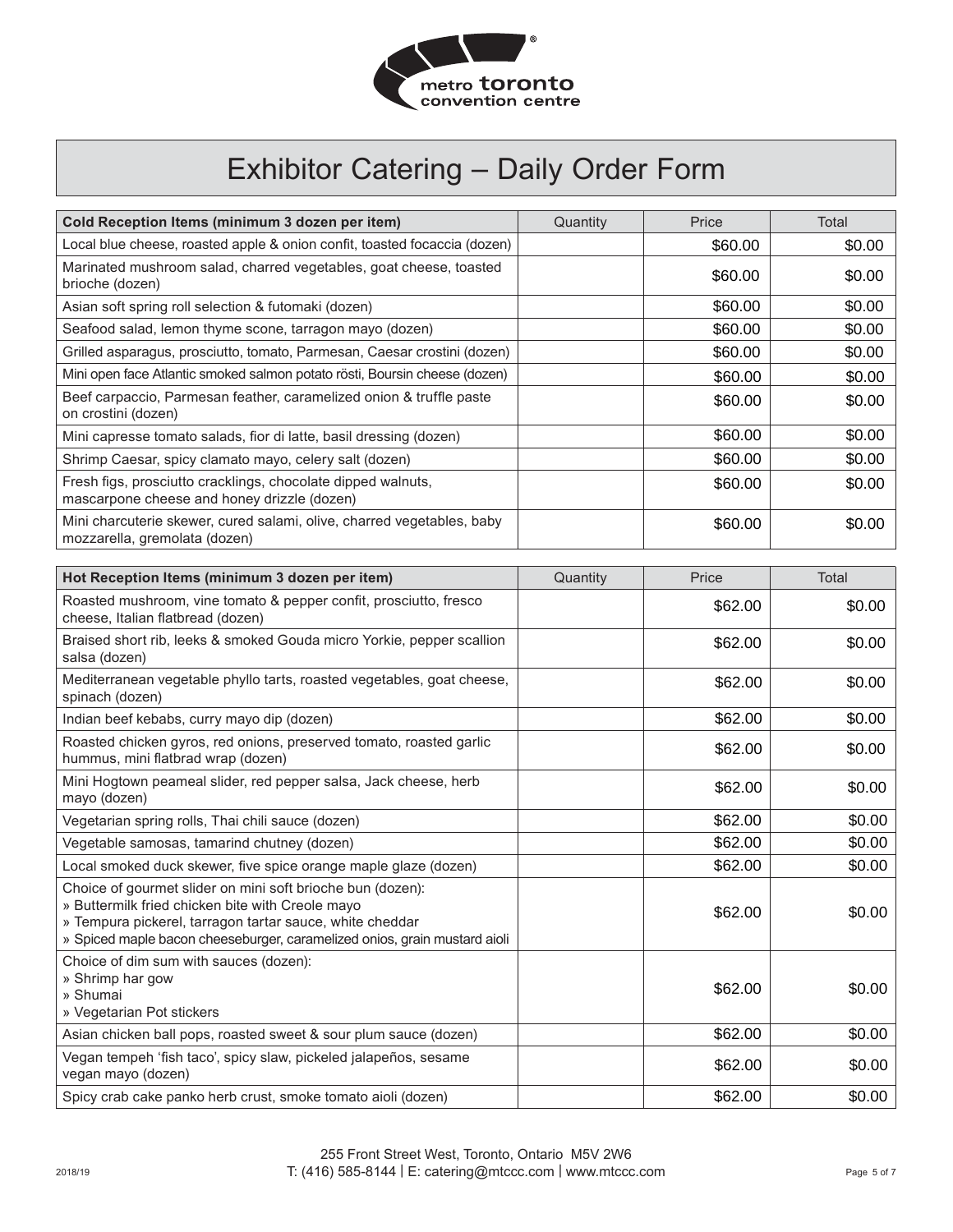metro toronto convention centre

# Exhibitor Catering – Daily Order Form

| Cold Reception Items (minimum 3 dozen per item) | Quantity | Price | Total |
|---|---|---|---|
| Local blue cheese, roasted apple & onion confit, toasted focaccia (dozen) | | $60.00 | $0.00 |
| Marinated mushroom salad, charred vegetables, goat cheese, toasted brioche (dozen) | | $60.00 | $0.00 |
| Asian soft spring roll selection & futomaki (dozen) | | $60.00 | $0.00 |
| Seafood salad, lemon thyme scone, tarragon mayo (dozen) | | $60.00 | $0.00 |
| Grilled asparagus, prosciutto, tomato, Parmesan, Caesar crostini (dozen) | | $60.00 | $0.00 |
| Mini open face Atlantic smoked salmon potato rösti, Boursin cheese (dozen) | | $60.00 | $0.00 |
| Beef carpaccio, Parmesan feather, caramelized onion & truffle paste on crostini (dozen) | | $60.00 | $0.00 |
| Mini capresse tomato salads, fior di latte, basil dressing (dozen) | | $60.00 | $0.00 |
| Shrimp Caesar, spicy clamato mayo, celery salt (dozen) | | $60.00 | $0.00 |
| Fresh figs, prosciutto cracklings, chocolate dipped walnuts, mascarpone cheese and honey drizzle (dozen) | | $60.00 | $0.00 |
| Mini charcuterie skewer, cured salami, olive, charred vegetables, baby mozzarella, gremolata (dozen) | | $60.00 | $0.00 |

| Hot Reception Items (minimum 3 dozen per item) | Quantity | Price | Total |
|---|---|---|---|
| Roasted mushroom, vine tomato & pepper confit, prosciutto, fresco cheese, Italian flatbread (dozen) | | $62.00 | $0.00 |
| Braised short rib, leeks & smoked Gouda micro Yorkie, pepper scallion salsa (dozen) | | $62.00 | $0.00 |
| Mediterranean vegetable phyllo tarts, roasted vegetables, goat cheese, spinach (dozen) | | $62.00 | $0.00 |
| Indian beef kebabs, curry mayo dip (dozen) | | $62.00 | $0.00 |
| Roasted chicken gyros, red onions, preserved tomato, roasted garlic hummus, mini flatbrad wrap (dozen) | | $62.00 | $0.00 |
| Mini Hogtown peameal slider, red pepper salsa, Jack cheese, herb mayo (dozen) | | $62.00 | $0.00 |
| Vegetarian spring rolls, Thai chili sauce (dozen) | | $62.00 | $0.00 |
| Vegetable samosas, tamarind chutney (dozen) | | $62.00 | $0.00 |
| Local smoked duck skewer, five spice orange maple glaze (dozen) | | $62.00 | $0.00 |
| Choice of gourmet slider on mini soft brioche bun (dozen):<br>» Buttermilk fried chicken bite with Creole mayo<br>» Tempura pickerel, tarragon tartar sauce, white cheddar<br>» Spiced maple bacon cheeseburger, caramelized onios, grain mustard aioli | | $62.00 | $0.00 |
| Choice of dim sum with sauces (dozen):<br>» Shrimp har gow<br>» Shumai<br>» Vegetarian Pot stickers | | $62.00 | $0.00 |
| Asian chicken ball pops, roasted sweet & sour plum sauce (dozen) | | $62.00 | $0.00 |
| Vegan tempeh 'fish taco', spicy slaw, pickeled jalapeños, sesame vegan mayo (dozen) | | $62.00 | $0.00 |
| Spicy crab cake panko herb crust, smoke tomato aioli (dozen) | | $62.00 | $0.00 |

255 Front Street West, Toronto, Ontario M5V 2W6
T: (416) 585-8144 | E: catering@mtccc.com | www.mtccc.com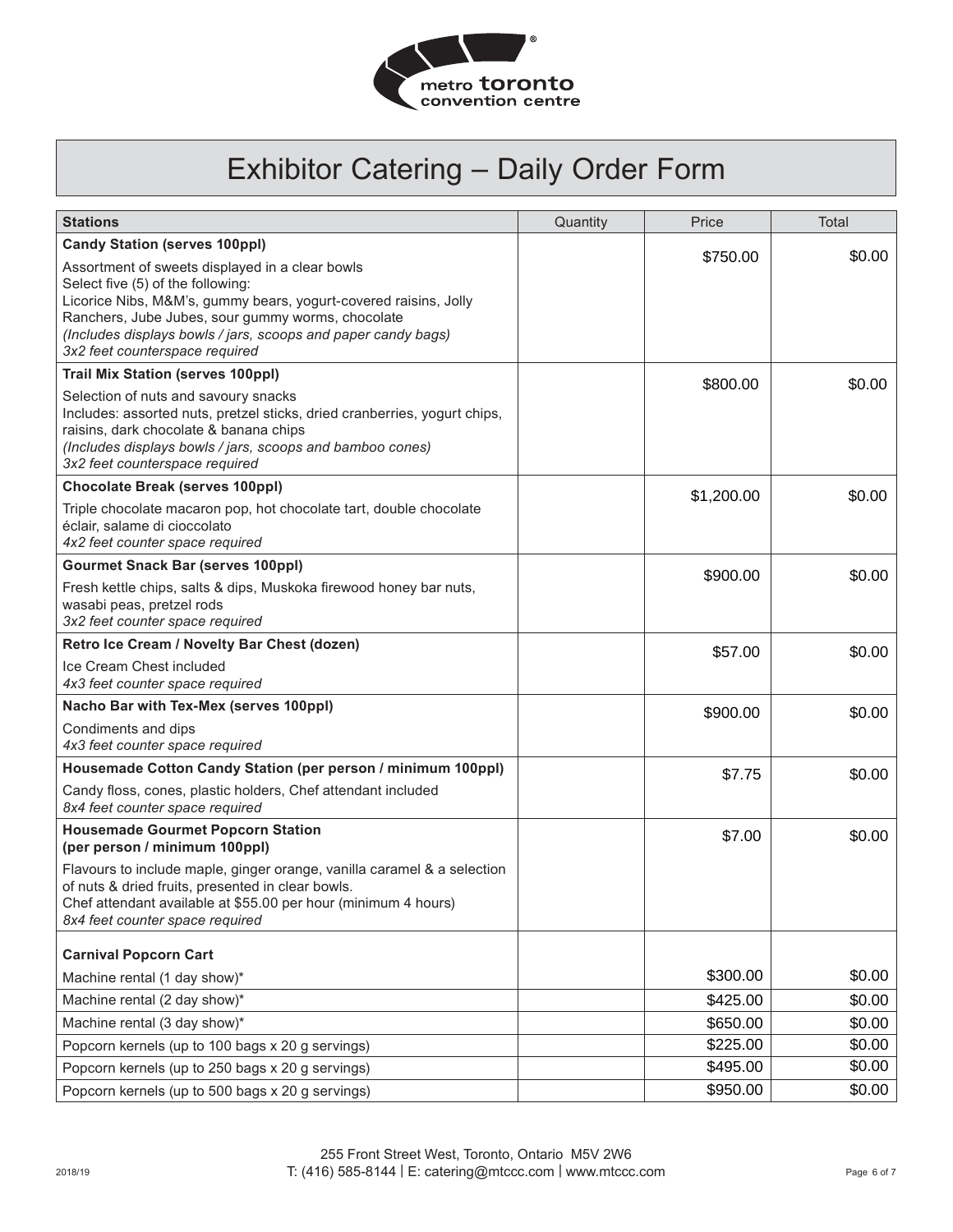# Exhibitor Catering – Daily Order Form

| Stations | Quantity | Price | Total |
|---|---|---|---|
| **Candy Station (serves 100ppl)**<br>Assortment of sweets displayed in a clear bowls<br>Select five (5) of the following:<br>Licorice Nibs, M&M's, gummy bears, yogurt-covered raisins, Jolly Ranchers, Jube Jubes, sour gummy worms, chocolate<br>*(Includes displays bowls / jars, scoops and paper candy bags)*<br>*3x2 feet counterspace required* | | $750.00 | $0.00 |
| **Trail Mix Station (serves 100ppl)**<br>Selection of nuts and savoury snacks<br>Includes: assorted nuts, pretzel sticks, dried cranberries, yogurt chips, raisins, dark chocolate & banana chips<br>*(Includes displays bowls / jars, scoops and bamboo cones)*<br>*3x2 feet counterspace required* | | $800.00 | $0.00 |
| **Chocolate Break (serves 100ppl)**<br>Triple chocolate macaron pop, hot chocolate tart, double chocolate éclair, salame di cioccolato<br>*4x2 feet counter space required* | | $1,200.00 | $0.00 |
| **Gourmet Snack Bar (serves 100ppl)**<br>Fresh kettle chips, salts & dips, Muskoka firewood honey bar nuts, wasabi peas, pretzel rods<br>*3x2 feet counter space required* | | $900.00 | $0.00 |
| **Retro Ice Cream / Novelty Bar Chest (dozen)**<br>Ice Cream Chest included<br>*4x3 feet counter space required* | | $57.00 | $0.00 |
| **Nacho Bar with Tex-Mex (serves 100ppl)**<br>Condiments and dips<br>*4x3 feet counter space required* | | $900.00 | $0.00 |
| **Housemade Cotton Candy Station (per person / minimum 100ppl)**<br>Candy floss, cones, plastic holders, Chef attendant included<br>*8x4 feet counter space required* | | $7.75 | $0.00 |
| **Housemade Gourmet Popcorn Station (per person / minimum 100ppl)**<br>Flavours to include maple, ginger orange, vanilla caramel & a selection of nuts & dried fruits, presented in clear bowls.<br>Chef attendant available at $55.00 per hour (minimum 4 hours)<br>*8x4 feet counter space required* | | $7.00 | $0.00 |
| **Carnival Popcorn Cart** | | | |
| Machine rental (1 day show)* | | $300.00 | $0.00 |
| Machine rental (2 day show)* | | $425.00 | $0.00 |
| Machine rental (3 day show)* | | $650.00 | $0.00 |
| Popcorn kernels (up to 100 bags x 20 g servings) | | $225.00 | $0.00 |
| Popcorn kernels (up to 250 bags x 20 g servings) | | $495.00 | $0.00 |
| Popcorn kernels (up to 500 bags x 20 g servings) | | $950.00 | $0.00 |

255 Front Street West, Toronto, Ontario M5V 2W6
T: (416) 585-8144 | E: catering@mtccc.com | www.mtccc.com

2018/19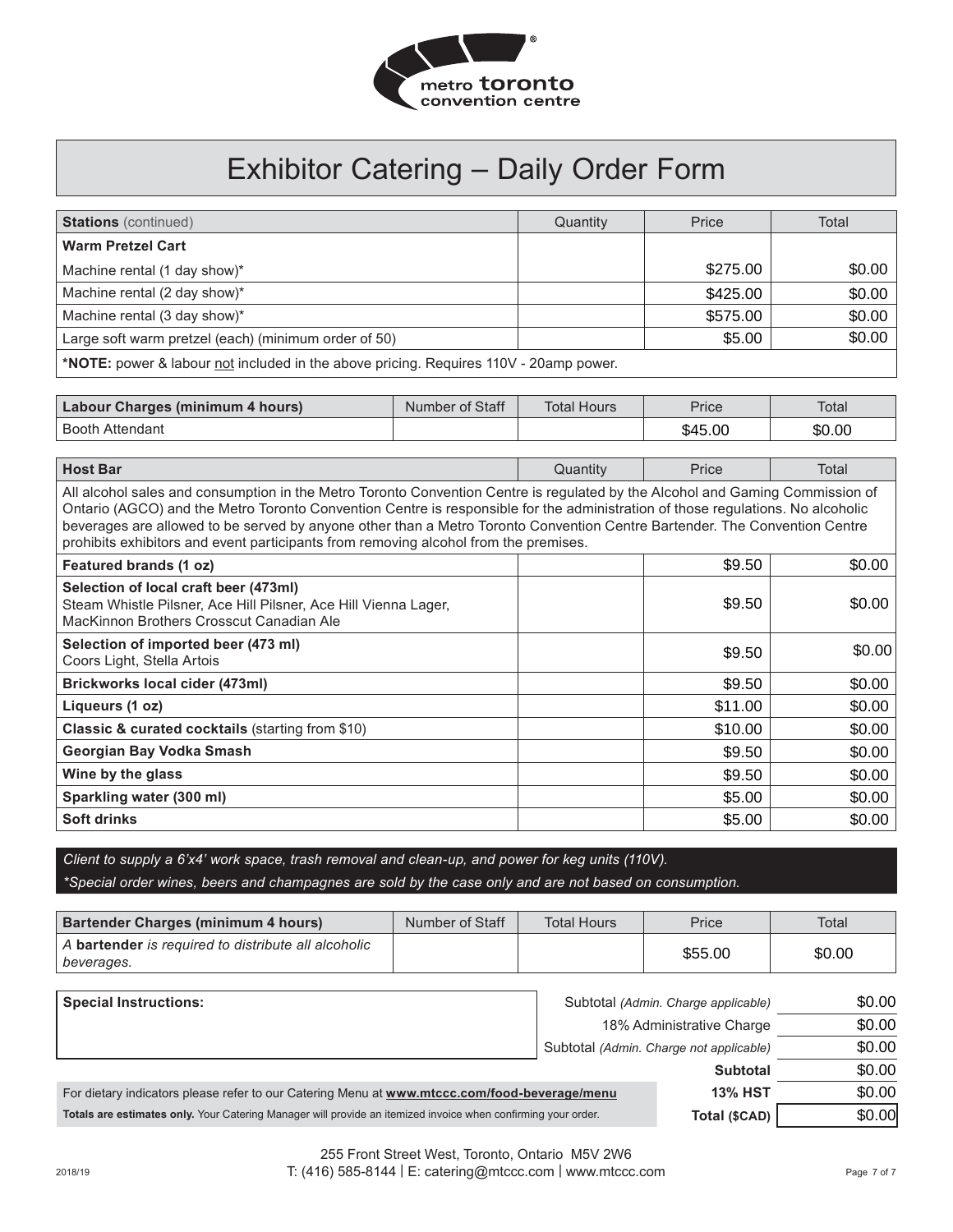# Exhibitor Catering – Daily Order Form

| **Stations** (continued) | Quantity | Price | Total |
|---|---|---|---|
| **Warm Pretzel Cart** | | | |
| Machine rental (1 day show)* | | $275.00 | $0.00 |
| Machine rental (2 day show)* | | $425.00 | $0.00 |
| Machine rental (3 day show)* | | $575.00 | $0.00 |
| Large soft warm pretzel (each) (minimum order of 50) | | $5.00 | $0.00 |
| ***NOTE:** power & labour not included in the above pricing. Requires 110V - 20amp power. | | | |

| **Labour Charges (minimum 4 hours)** | Number of Staff | Total Hours | Price | Total |
|---|---|---|---|---|
| Booth Attendant | | | $45.00 | $0.00 |

| **Host Bar** | Quantity | Price | Total |
|---|---|---|---|
| All alcohol sales and consumption in the Metro Toronto Convention Centre is regulated by the Alcohol and Gaming Commission of Ontario (AGCO) and the Metro Toronto Convention Centre is responsible for the administration of those regulations. No alcoholic beverages are allowed to be served by anyone other than a Metro Toronto Convention Centre Bartender. The Convention Centre prohibits exhibitors and event participants from removing alcohol from the premises. | | | |
| **Featured brands (1 oz)** | | $9.50 | $0.00 |
| **Selection of local craft beer (473ml)** Steam Whistle Pilsner, Ace Hill Pilsner, Ace Hill Vienna Lager, MacKinnon Brothers Crosscut Canadian Ale | | $9.50 | $0.00 |
| **Selection of imported beer (473 ml)** Coors Light, Stella Artois | | $9.50 | $0.00 |
| **Brickworks local cider (473ml)** | | $9.50 | $0.00 |
| **Liqueurs (1 oz)** | | $11.00 | $0.00 |
| **Classic & curated cocktails** (starting from $10) | | $10.00 | $0.00 |
| **Georgian Bay Vodka Smash** | | $9.50 | $0.00 |
| **Wine by the glass** | | $9.50 | $0.00 |
| **Sparkling water (300 ml)** | | $5.00 | $0.00 |
| **Soft drinks** | | $5.00 | $0.00 |

*Client to supply a 6'x4' work space, trash removal and clean-up, and power for keg units (110V).*

**Special order wines, beers and champagnes are sold by the case only and are not based on consumption.*

| **Bartender Charges (minimum 4 hours)** | Number of Staff | Total Hours | Price | Total |
|---|---|---|---|---|
| *A **bartender** is required to distribute all alcoholic beverages.* | | | $55.00 | $0.00 |

**Special Instructions:**

| | |
|---|---|
| Subtotal *(Admin. Charge applicable)* | $0.00 |
| 18% Administrative Charge | $0.00 |
| Subtotal *(Admin. Charge not applicable)* | $0.00 |
| **Subtotal** | $0.00 |
| **13% HST** | $0.00 |
| **Total ($CAD)** | $0.00 |

For dietary indicators please refer to our Catering Menu at **www.mtccc.com/food-beverage/menu**

**Totals are estimates only.** Your Catering Manager will provide an itemized invoice when confirming your order.

255 Front Street West, Toronto, Ontario M5V 2W6
T: (416) 585-8144 | E: catering@mtccc.com | www.mtccc.com

2018/19